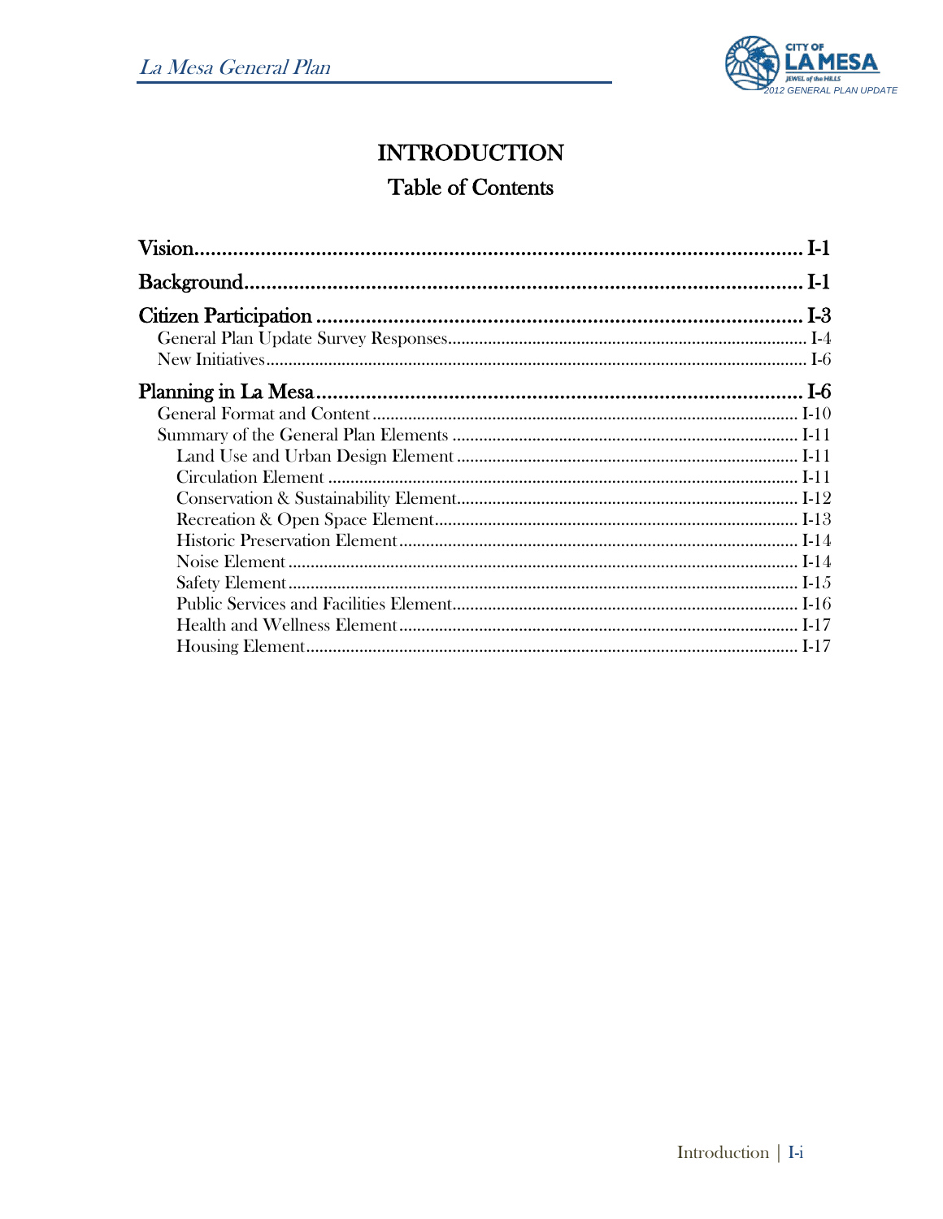# INTRODUCTION

## Table of Contents

**Vision** ................................................................ I-1

**Background** ................................................................ I-1

**Citizen Participation** ................................................................ I-3

- General Plan Update Survey Responses ................................................................ I-4
- New Initiatives ................................................................ I-6

**Planning in La Mesa** ................................................................ I-6

- General Format and Content ................................................................ I-10
- Summary of the General Plan Elements ................................................................ I-11
  - Land Use and Urban Design Element ................................................................ I-11
  - Circulation Element ................................................................ I-11
  - Conservation & Sustainability Element ................................................................ I-12
  - Recreation & Open Space Element ................................................................ I-13
  - Historic Preservation Element ................................................................ I-14
  - Noise Element ................................................................ I-14
  - Safety Element ................................................................ I-15
  - Public Services and Facilities Element ................................................................ I-16
  - Health and Wellness Element ................................................................ I-17
  - Housing Element ................................................................ I-17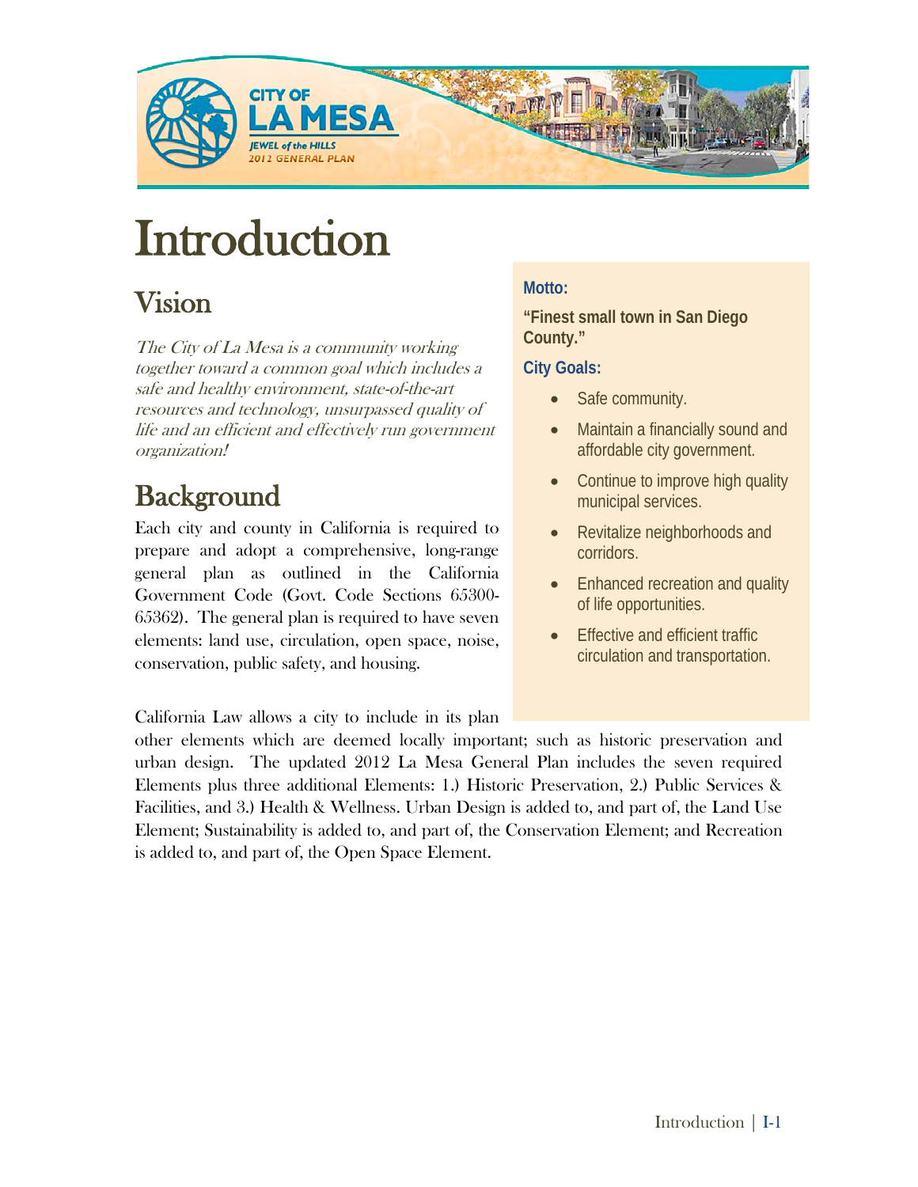// Introduction

## Vision

*The City of La Mesa is a community working together toward a common goal which includes a safe and healthy environment, state-of-the-art resources and technology, unsurpassed quality of life and an efficient and effectively run government organization!*

**Motto:**

**"Finest small town in San Diego County."**

**City Goals:**

- Safe community.
- Maintain a financially sound and affordable city government.
- Continue to improve high quality municipal services.
- Revitalize neighborhoods and corridors.
- Enhanced recreation and quality of life opportunities.
- Effective and efficient traffic circulation and transportation.

## Background

Each city and county in California is required to prepare and adopt a comprehensive, long-range general plan as outlined in the California Government Code (Govt. Code Sections 65300-65362). The general plan is required to have seven elements: land use, circulation, open space, noise, conservation, public safety, and housing.

California Law allows a city to include in its plan other elements which are deemed locally important; such as historic preservation and urban design. The updated 2012 La Mesa General Plan includes the seven required Elements plus three additional Elements: 1.) Historic Preservation, 2.) Public Services & Facilities, and 3.) Health & Wellness. Urban Design is added to, and part of, the Land Use Element; Sustainability is added to, and part of, the Conservation Element; and Recreation is added to, and part of, the Open Space Element.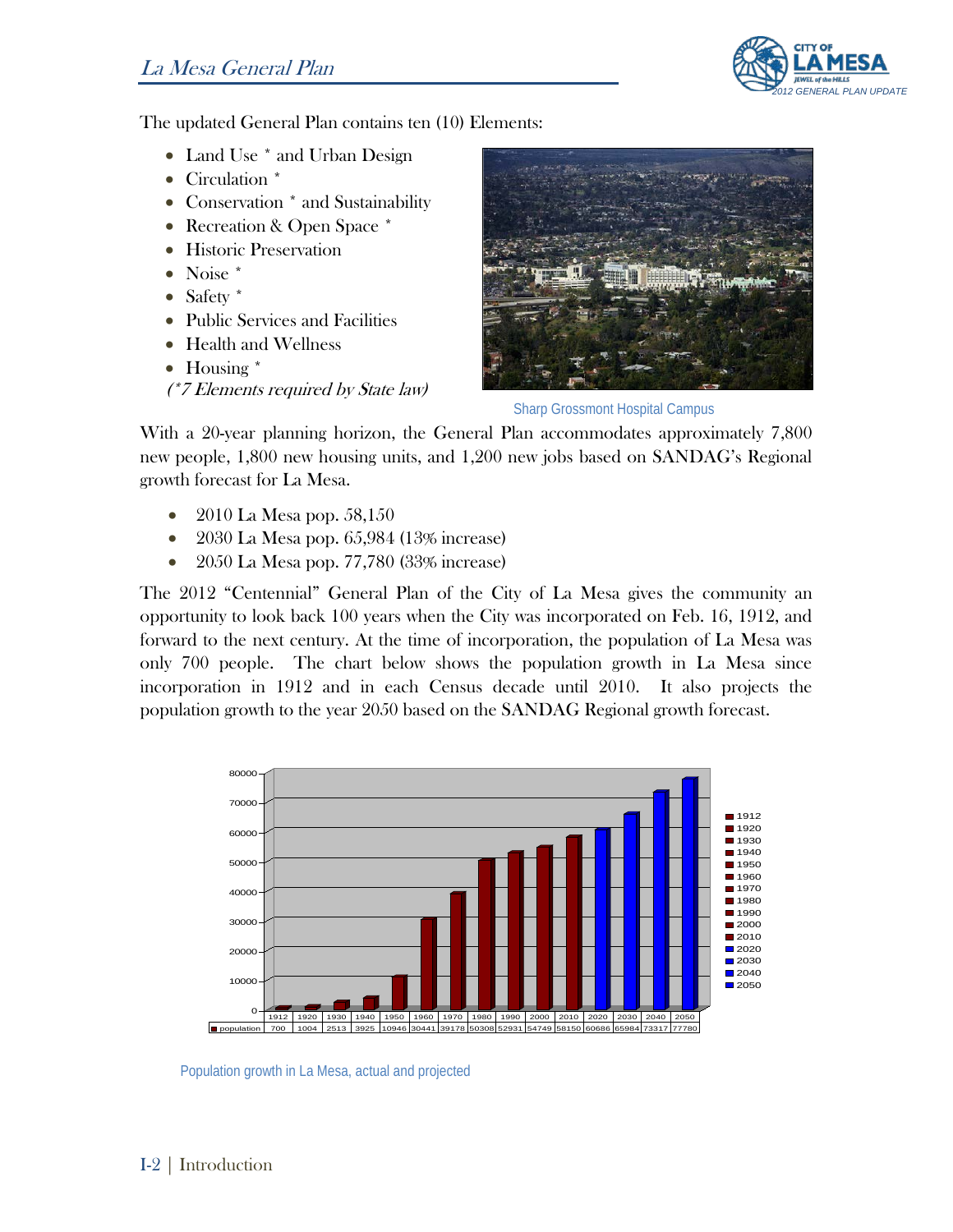The updated General Plan contains ten (10) Elements:

- Land Use * and Urban Design
- Circulation *
- Conservation * and Sustainability
- Recreation & Open Space *
- Historic Preservation
- Noise *
- Safety *
- Public Services and Facilities
- Health and Wellness
- Housing *

*(*7 Elements required by State law)*

Sharp Grossmont Hospital Campus

With a 20-year planning horizon, the General Plan accommodates approximately 7,800 new people, 1,800 new housing units, and 1,200 new jobs based on SANDAG's Regional growth forecast for La Mesa.

- 2010 La Mesa pop. 58,150
- 2030 La Mesa pop. 65,984 (13% increase)
- 2050 La Mesa pop. 77,780 (33% increase)

The 2012 "Centennial" General Plan of the City of La Mesa gives the community an opportunity to look back 100 years when the City was incorporated on Feb. 16, 1912, and forward to the next century. At the time of incorporation, the population of La Mesa was only 700 people. The chart below shows the population growth in La Mesa since incorporation in 1912 and in each Census decade until 2010. It also projects the population growth to the year 2050 based on the SANDAG Regional growth forecast.

| | 1912 | 1920 | 1930 | 1940 | 1950 | 1960 | 1970 | 1980 | 1990 | 2000 | 2010 | 2020 | 2030 | 2040 | 2050 |
|---|---|---|---|---|---|---|---|---|---|---|---|---|---|---|---|
| population | 700 | 1004 | 2513 | 3925 | 10946 | 30441 | 39178 | 50308 | 52931 | 54749 | 58150 | 60686 | 65984 | 73317 | 77780 |

Population growth in La Mesa, actual and projected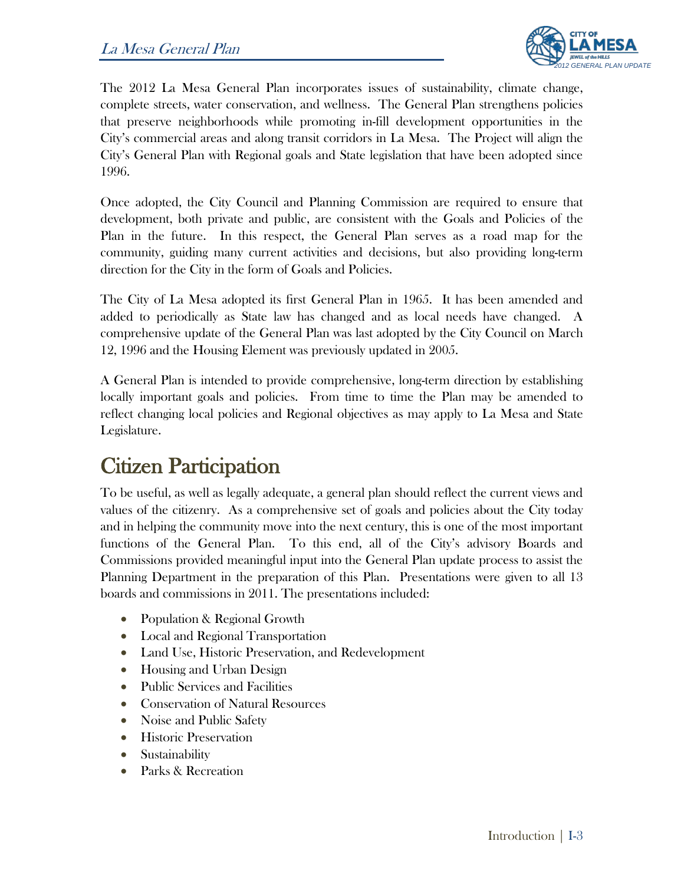The 2012 La Mesa General Plan incorporates issues of sustainability, climate change, complete streets, water conservation, and wellness. The General Plan strengthens policies that preserve neighborhoods while promoting in-fill development opportunities in the City's commercial areas and along transit corridors in La Mesa. The Project will align the City's General Plan with Regional goals and State legislation that have been adopted since 1996.

Once adopted, the City Council and Planning Commission are required to ensure that development, both private and public, are consistent with the Goals and Policies of the Plan in the future. In this respect, the General Plan serves as a road map for the community, guiding many current activities and decisions, but also providing long-term direction for the City in the form of Goals and Policies.

The City of La Mesa adopted its first General Plan in 1965. It has been amended and added to periodically as State law has changed and as local needs have changed. A comprehensive update of the General Plan was last adopted by the City Council on March 12, 1996 and the Housing Element was previously updated in 2005.

A General Plan is intended to provide comprehensive, long-term direction by establishing locally important goals and policies. From time to time the Plan may be amended to reflect changing local policies and Regional objectives as may apply to La Mesa and State Legislature.

# Citizen Participation

To be useful, as well as legally adequate, a general plan should reflect the current views and values of the citizenry. As a comprehensive set of goals and policies about the City today and in helping the community move into the next century, this is one of the most important functions of the General Plan. To this end, all of the City's advisory Boards and Commissions provided meaningful input into the General Plan update process to assist the Planning Department in the preparation of this Plan. Presentations were given to all 13 boards and commissions in 2011. The presentations included:

- Population & Regional Growth
- Local and Regional Transportation
- Land Use, Historic Preservation, and Redevelopment
- Housing and Urban Design
- Public Services and Facilities
- Conservation of Natural Resources
- Noise and Public Safety
- Historic Preservation
- Sustainability
- Parks & Recreation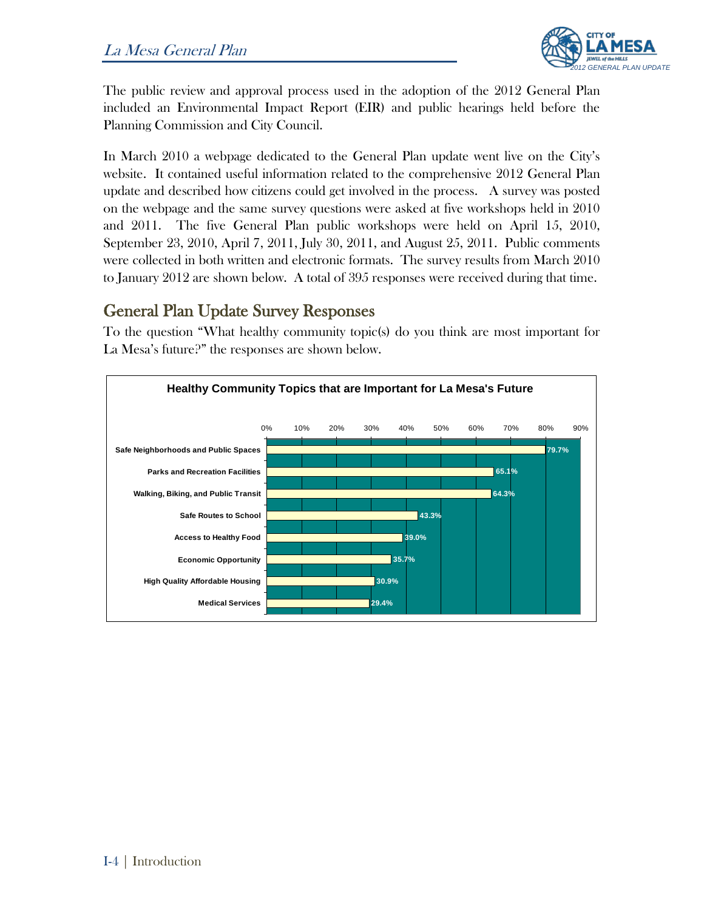The public review and approval process used in the adoption of the 2012 General Plan included an Environmental Impact Report (EIR) and public hearings held before the Planning Commission and City Council.

In March 2010 a webpage dedicated to the General Plan update went live on the City's website. It contained useful information related to the comprehensive 2012 General Plan update and described how citizens could get involved in the process. A survey was posted on the webpage and the same survey questions were asked at five workshops held in 2010 and 2011. The five General Plan public workshops were held on April 15, 2010, September 23, 2010, April 7, 2011, July 30, 2011, and August 25, 2011. Public comments were collected in both written and electronic formats. The survey results from March 2010 to January 2012 are shown below. A total of 395 responses were received during that time.

## General Plan Update Survey Responses

To the question "What healthy community topic(s) do you think are most important for La Mesa's future?" the responses are shown below.

**Healthy Community Topics that are Important for La Mesa's Future**

| Topic | Percent |
|---|---|
| Safe Neighborhoods and Public Spaces | 79.7% |
| Parks and Recreation Facilities | 65.1% |
| Walking, Biking, and Public Transit | 64.3% |
| Safe Routes to School | 43.3% |
| Access to Healthy Food | 39.0% |
| Economic Opportunity | 35.7% |
| High Quality Affordable Housing | 30.9% |
| Medical Services | 29.4% |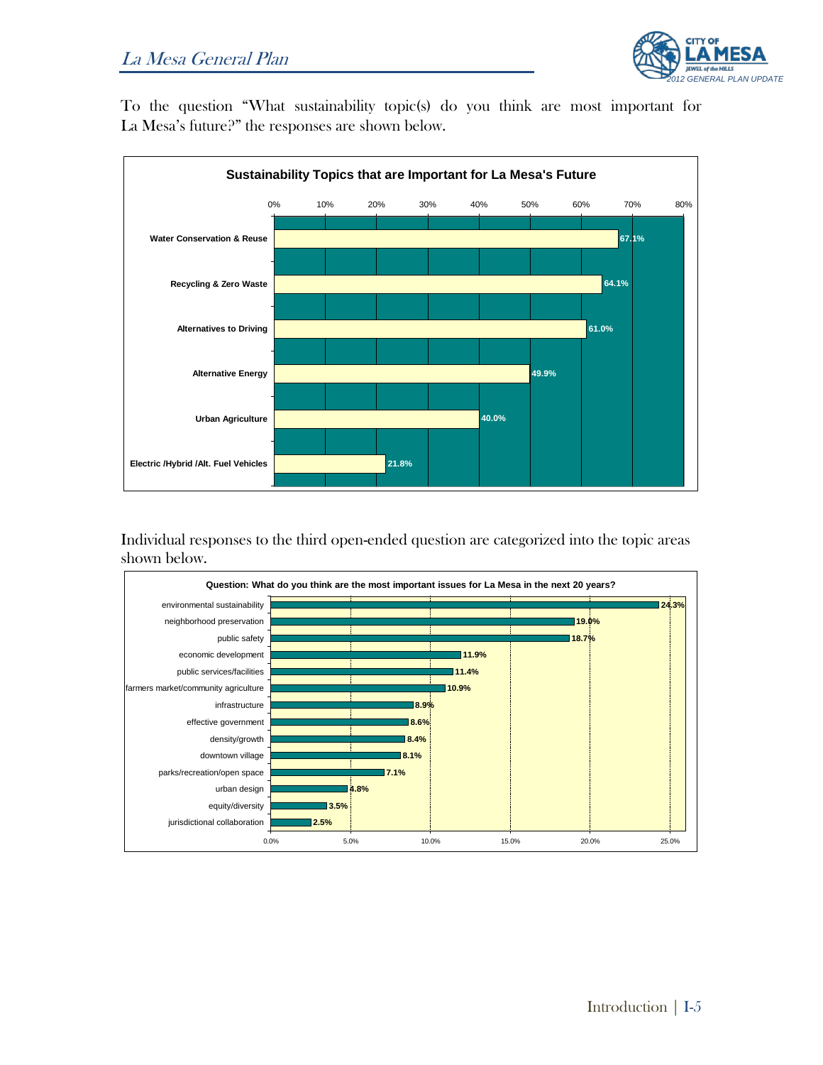To the question "What sustainability topic(s) do you think are most important for La Mesa's future?" the responses are shown below.

**Sustainability Topics that are Important for La Mesa's Future**

| Topic | Percentage |
|---|---|
| Water Conservation & Reuse | 67.1% |
| Recycling & Zero Waste | 64.1% |
| Alternatives to Driving | 61.0% |
| Alternative Energy | 49.9% |
| Urban Agriculture | 40.0% |
| Electric /Hybrid /Alt. Fuel Vehicles | 21.8% |

Individual responses to the third open-ended question are categorized into the topic areas shown below.

**Question: What do you think are the most important issues for La Mesa in the next 20 years?**

| Issue | Percentage |
|---|---|
| environmental sustainability | 24.3% |
| neighborhood preservation | 19.0% |
| public safety | 18.7% |
| economic development | 11.9% |
| public services/facilities | 11.4% |
| farmers market/community agriculture | 10.9% |
| infrastructure | 8.9% |
| effective government | 8.6% |
| density/growth | 8.4% |
| downtown village | 8.1% |
| parks/recreation/open space | 7.1% |
| urban design | 4.8% |
| equity/diversity | 3.5% |
| jurisdictional collaboration | 2.5% |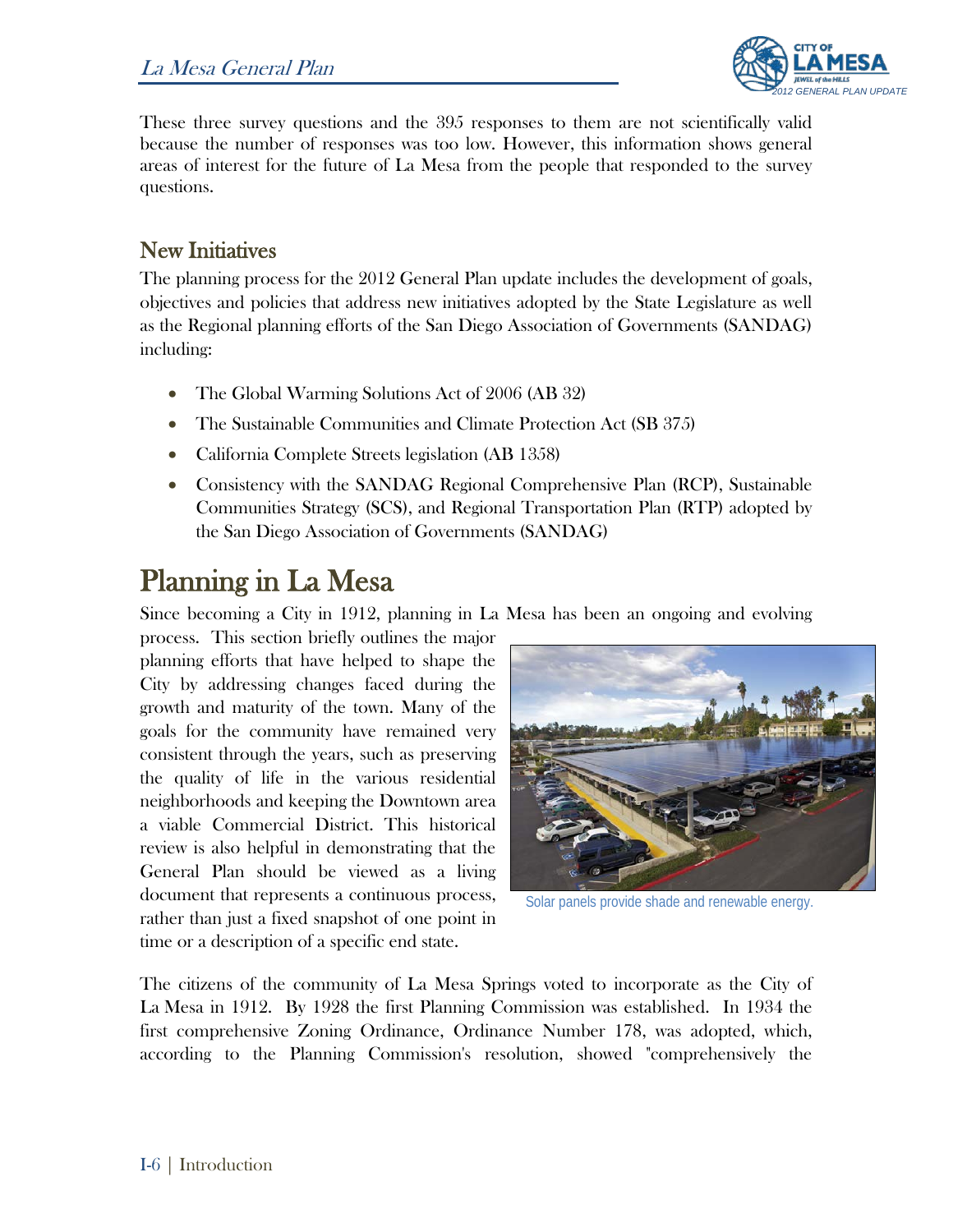These three survey questions and the 395 responses to them are not scientifically valid because the number of responses was too low. However, this information shows general areas of interest for the future of La Mesa from the people that responded to the survey questions.

### New Initiatives

The planning process for the 2012 General Plan update includes the development of goals, objectives and policies that address new initiatives adopted by the State Legislature as well as the Regional planning efforts of the San Diego Association of Governments (SANDAG) including:

- The Global Warming Solutions Act of 2006 (AB 32)
- The Sustainable Communities and Climate Protection Act (SB 375)
- California Complete Streets legislation (AB 1358)
- Consistency with the SANDAG Regional Comprehensive Plan (RCP), Sustainable Communities Strategy (SCS), and Regional Transportation Plan (RTP) adopted by the San Diego Association of Governments (SANDAG)

## Planning in La Mesa

Since becoming a City in 1912, planning in La Mesa has been an ongoing and evolving process. This section briefly outlines the major planning efforts that have helped to shape the City by addressing changes faced during the growth and maturity of the town. Many of the goals for the community have remained very consistent through the years, such as preserving the quality of life in the various residential neighborhoods and keeping the Downtown area a viable Commercial District. This historical review is also helpful in demonstrating that the General Plan should be viewed as a living document that represents a continuous process, rather than just a fixed snapshot of one point in time or a description of a specific end state.

Solar panels provide shade and renewable energy.

The citizens of the community of La Mesa Springs voted to incorporate as the City of La Mesa in 1912. By 1928 the first Planning Commission was established. In 1934 the first comprehensive Zoning Ordinance, Ordinance Number 178, was adopted, which, according to the Planning Commission's resolution, showed "comprehensively the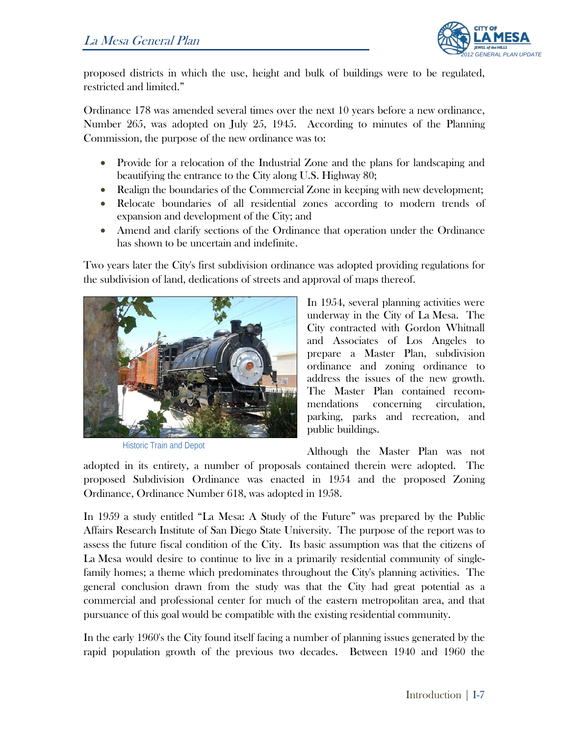proposed districts in which the use, height and bulk of buildings were to be regulated, restricted and limited."

Ordinance 178 was amended several times over the next 10 years before a new ordinance, Number 265, was adopted on July 25, 1945. According to minutes of the Planning Commission, the purpose of the new ordinance was to:

- Provide for a relocation of the Industrial Zone and the plans for landscaping and beautifying the entrance to the City along U.S. Highway 80;
- Realign the boundaries of the Commercial Zone in keeping with new development;
- Relocate boundaries of all residential zones according to modern trends of expansion and development of the City; and
- Amend and clarify sections of the Ordinance that operation under the Ordinance has shown to be uncertain and indefinite.

Two years later the City's first subdivision ordinance was adopted providing regulations for the subdivision of land, dedications of streets and approval of maps thereof.

Historic Train and Depot

In 1954, several planning activities were underway in the City of La Mesa. The City contracted with Gordon Whitnall and Associates of Los Angeles to prepare a Master Plan, subdivision ordinance and zoning ordinance to address the issues of the new growth. The Master Plan contained recommendations concerning circulation, parking, parks and recreation, and public buildings.

Although the Master Plan was not adopted in its entirety, a number of proposals contained therein were adopted. The proposed Subdivision Ordinance was enacted in 1954 and the proposed Zoning Ordinance, Ordinance Number 618, was adopted in 1958.

In 1959 a study entitled "La Mesa: A Study of the Future" was prepared by the Public Affairs Research Institute of San Diego State University. The purpose of the report was to assess the future fiscal condition of the City. Its basic assumption was that the citizens of La Mesa would desire to continue to live in a primarily residential community of single-family homes; a theme which predominates throughout the City's planning activities. The general conclusion drawn from the study was that the City had great potential as a commercial and professional center for much of the eastern metropolitan area, and that pursuance of this goal would be compatible with the existing residential community.

In the early 1960's the City found itself facing a number of planning issues generated by the rapid population growth of the previous two decades. Between 1940 and 1960 the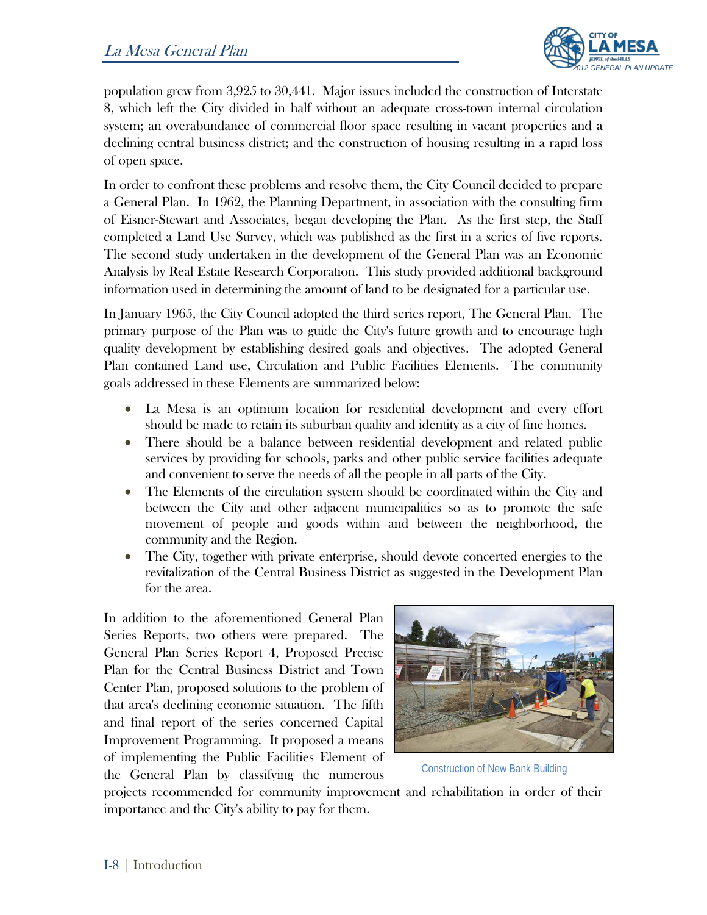population grew from 3,925 to 30,441. Major issues included the construction of Interstate 8, which left the City divided in half without an adequate cross-town internal circulation system; an overabundance of commercial floor space resulting in vacant properties and a declining central business district; and the construction of housing resulting in a rapid loss of open space.

In order to confront these problems and resolve them, the City Council decided to prepare a General Plan. In 1962, the Planning Department, in association with the consulting firm of Eisner-Stewart and Associates, began developing the Plan. As the first step, the Staff completed a Land Use Survey, which was published as the first in a series of five reports. The second study undertaken in the development of the General Plan was an Economic Analysis by Real Estate Research Corporation. This study provided additional background information used in determining the amount of land to be designated for a particular use.

In January 1965, the City Council adopted the third series report, The General Plan. The primary purpose of the Plan was to guide the City's future growth and to encourage high quality development by establishing desired goals and objectives. The adopted General Plan contained Land use, Circulation and Public Facilities Elements. The community goals addressed in these Elements are summarized below:

- La Mesa is an optimum location for residential development and every effort should be made to retain its suburban quality and identity as a city of fine homes.
- There should be a balance between residential development and related public services by providing for schools, parks and other public service facilities adequate and convenient to serve the needs of all the people in all parts of the City.
- The Elements of the circulation system should be coordinated within the City and between the City and other adjacent municipalities so as to promote the safe movement of people and goods within and between the neighborhood, the community and the Region.
- The City, together with private enterprise, should devote concerted energies to the revitalization of the Central Business District as suggested in the Development Plan for the area.

In addition to the aforementioned General Plan Series Reports, two others were prepared. The General Plan Series Report 4, Proposed Precise Plan for the Central Business District and Town Center Plan, proposed solutions to the problem of that area's declining economic situation. The fifth and final report of the series concerned Capital Improvement Programming. It proposed a means of implementing the Public Facilities Element of the General Plan by classifying the numerous projects recommended for community improvement and rehabilitation in order of their importance and the City's ability to pay for them.

Construction of New Bank Building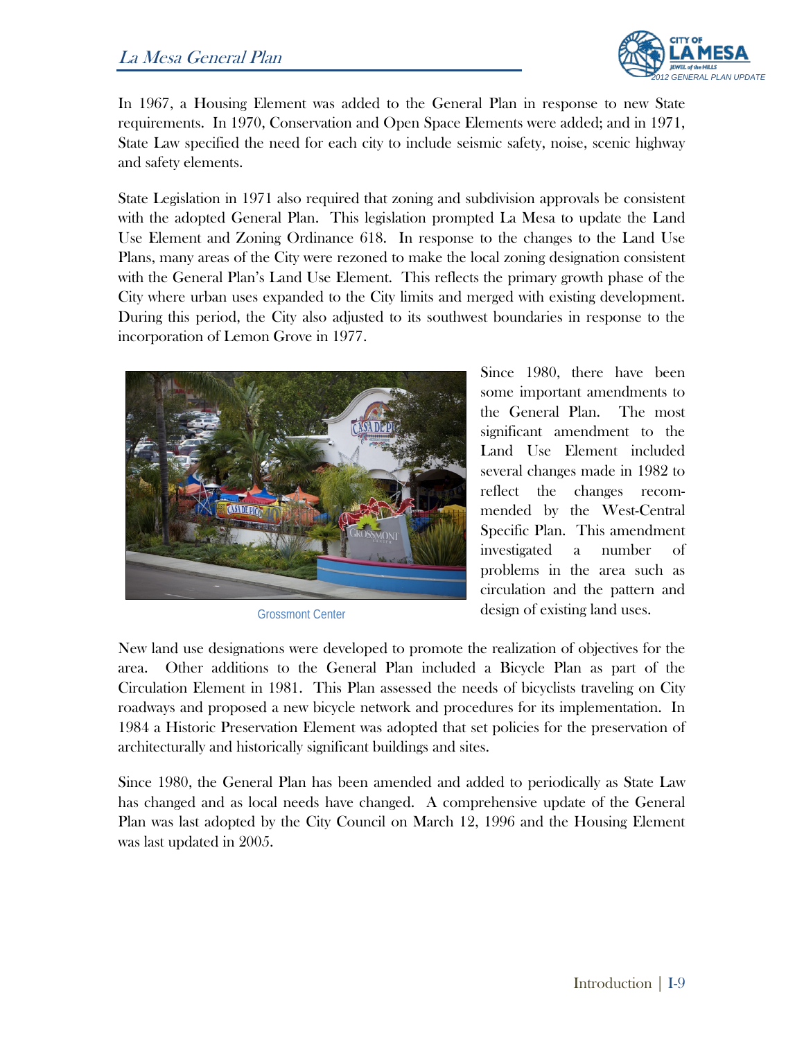In 1967, a Housing Element was added to the General Plan in response to new State requirements. In 1970, Conservation and Open Space Elements were added; and in 1971, State Law specified the need for each city to include seismic safety, noise, scenic highway and safety elements.

State Legislation in 1971 also required that zoning and subdivision approvals be consistent with the adopted General Plan. This legislation prompted La Mesa to update the Land Use Element and Zoning Ordinance 618. In response to the changes to the Land Use Plans, many areas of the City were rezoned to make the local zoning designation consistent with the General Plan's Land Use Element. This reflects the primary growth phase of the City where urban uses expanded to the City limits and merged with existing development. During this period, the City also adjusted to its southwest boundaries in response to the incorporation of Lemon Grove in 1977.

Grossmont Center

Since 1980, there have been some important amendments to the General Plan. The most significant amendment to the Land Use Element included several changes made in 1982 to reflect the changes recommended by the West-Central Specific Plan. This amendment investigated a number of problems in the area such as circulation and the pattern and design of existing land uses.

New land use designations were developed to promote the realization of objectives for the area. Other additions to the General Plan included a Bicycle Plan as part of the Circulation Element in 1981. This Plan assessed the needs of bicyclists traveling on City roadways and proposed a new bicycle network and procedures for its implementation. In 1984 a Historic Preservation Element was adopted that set policies for the preservation of architecturally and historically significant buildings and sites.

Since 1980, the General Plan has been amended and added to periodically as State Law has changed and as local needs have changed. A comprehensive update of the General Plan was last adopted by the City Council on March 12, 1996 and the Housing Element was last updated in 2005.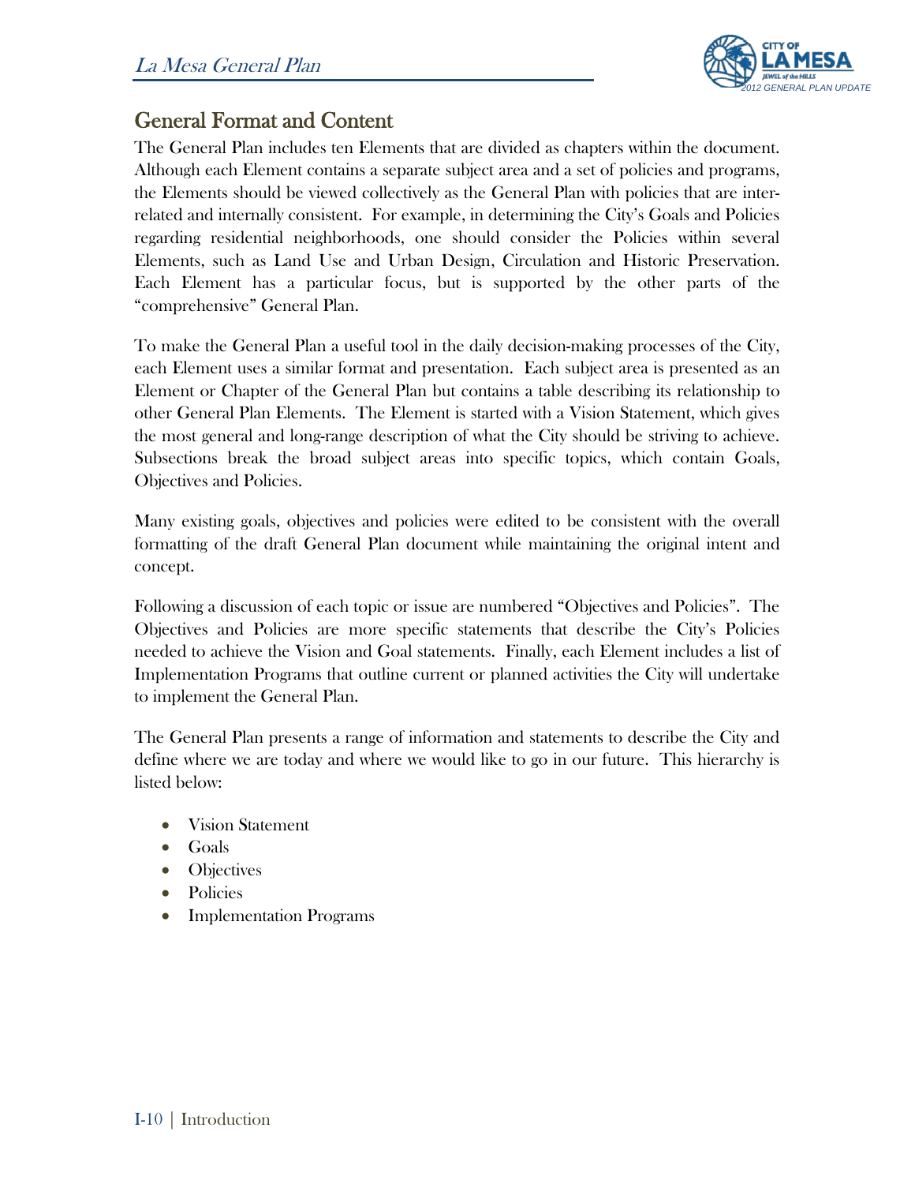## General Format and Content

The General Plan includes ten Elements that are divided as chapters within the document. Although each Element contains a separate subject area and a set of policies and programs, the Elements should be viewed collectively as the General Plan with policies that are inter-related and internally consistent. For example, in determining the City's Goals and Policies regarding residential neighborhoods, one should consider the Policies within several Elements, such as Land Use and Urban Design, Circulation and Historic Preservation. Each Element has a particular focus, but is supported by the other parts of the "comprehensive" General Plan.

To make the General Plan a useful tool in the daily decision-making processes of the City, each Element uses a similar format and presentation. Each subject area is presented as an Element or Chapter of the General Plan but contains a table describing its relationship to other General Plan Elements. The Element is started with a Vision Statement, which gives the most general and long-range description of what the City should be striving to achieve. Subsections break the broad subject areas into specific topics, which contain Goals, Objectives and Policies.

Many existing goals, objectives and policies were edited to be consistent with the overall formatting of the draft General Plan document while maintaining the original intent and concept.

Following a discussion of each topic or issue are numbered "Objectives and Policies". The Objectives and Policies are more specific statements that describe the City's Policies needed to achieve the Vision and Goal statements. Finally, each Element includes a list of Implementation Programs that outline current or planned activities the City will undertake to implement the General Plan.

The General Plan presents a range of information and statements to describe the City and define where we are today and where we would like to go in our future. This hierarchy is listed below:

- Vision Statement
- Goals
- Objectives
- Policies
- Implementation Programs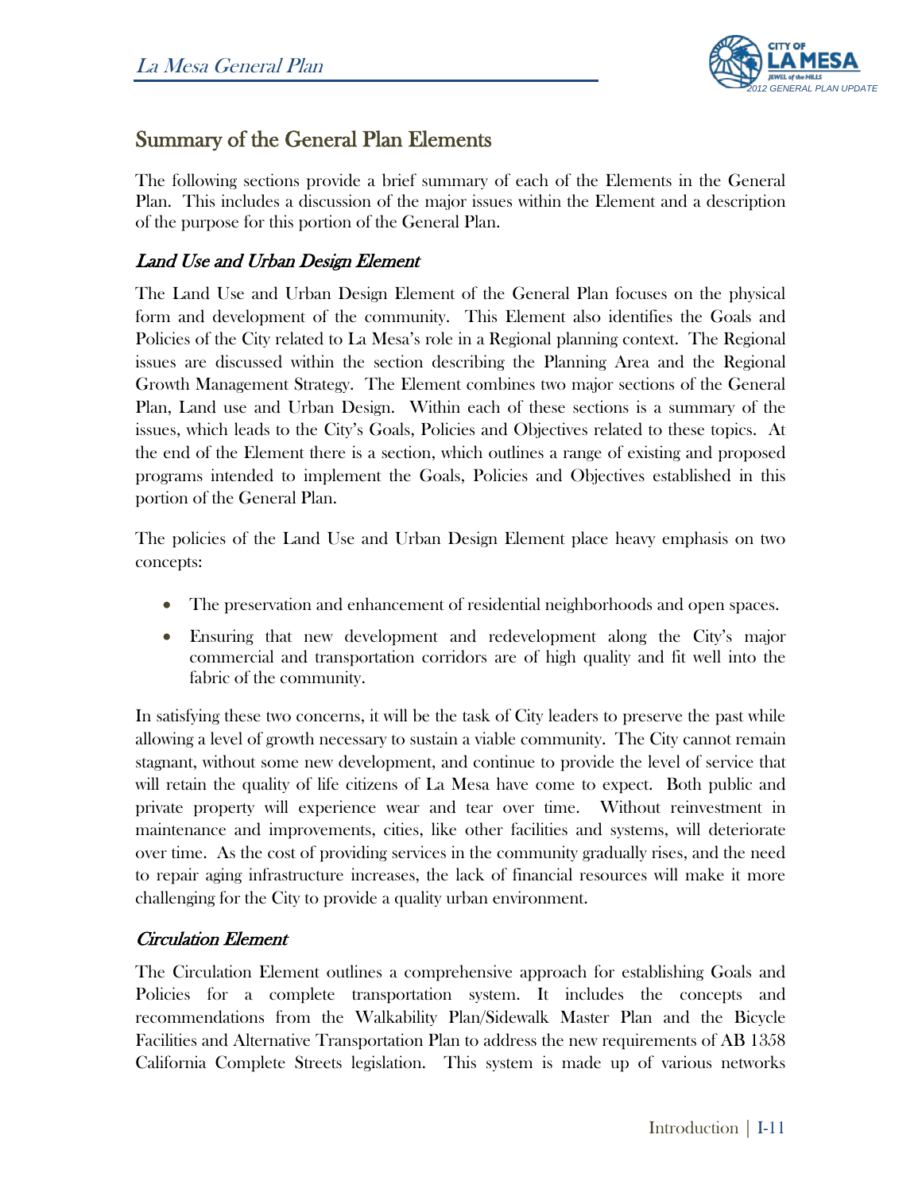## Summary of the General Plan Elements

The following sections provide a brief summary of each of the Elements in the General Plan. This includes a discussion of the major issues within the Element and a description of the purpose for this portion of the General Plan.

### *Land Use and Urban Design Element*

The Land Use and Urban Design Element of the General Plan focuses on the physical form and development of the community. This Element also identifies the Goals and Policies of the City related to La Mesa's role in a Regional planning context. The Regional issues are discussed within the section describing the Planning Area and the Regional Growth Management Strategy. The Element combines two major sections of the General Plan, Land use and Urban Design. Within each of these sections is a summary of the issues, which leads to the City's Goals, Policies and Objectives related to these topics. At the end of the Element there is a section, which outlines a range of existing and proposed programs intended to implement the Goals, Policies and Objectives established in this portion of the General Plan.

The policies of the Land Use and Urban Design Element place heavy emphasis on two concepts:

- The preservation and enhancement of residential neighborhoods and open spaces.
- Ensuring that new development and redevelopment along the City's major commercial and transportation corridors are of high quality and fit well into the fabric of the community.

In satisfying these two concerns, it will be the task of City leaders to preserve the past while allowing a level of growth necessary to sustain a viable community. The City cannot remain stagnant, without some new development, and continue to provide the level of service that will retain the quality of life citizens of La Mesa have come to expect. Both public and private property will experience wear and tear over time. Without reinvestment in maintenance and improvements, cities, like other facilities and systems, will deteriorate over time. As the cost of providing services in the community gradually rises, and the need to repair aging infrastructure increases, the lack of financial resources will make it more challenging for the City to provide a quality urban environment.

### *Circulation Element*

The Circulation Element outlines a comprehensive approach for establishing Goals and Policies for a complete transportation system. It includes the concepts and recommendations from the Walkability Plan/Sidewalk Master Plan and the Bicycle Facilities and Alternative Transportation Plan to address the new requirements of AB 1358 California Complete Streets legislation. This system is made up of various networks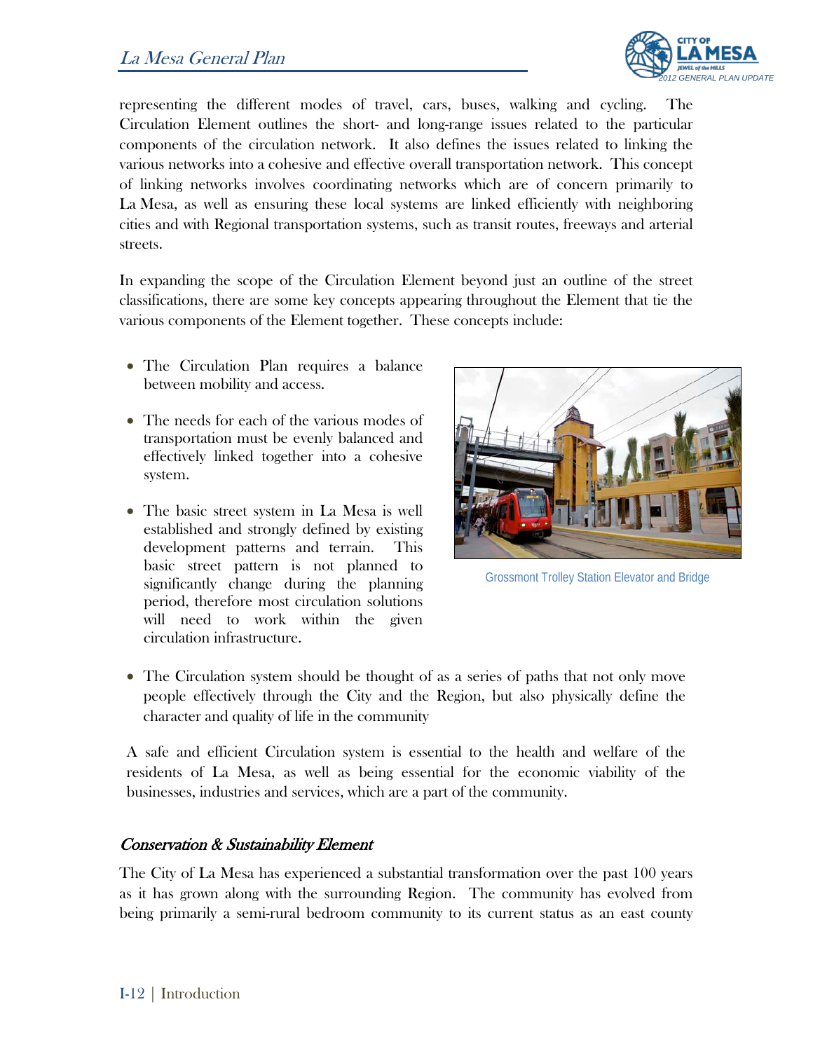representing the different modes of travel, cars, buses, walking and cycling. The Circulation Element outlines the short- and long-range issues related to the particular components of the circulation network. It also defines the issues related to linking the various networks into a cohesive and effective overall transportation network. This concept of linking networks involves coordinating networks which are of concern primarily to La Mesa, as well as ensuring these local systems are linked efficiently with neighboring cities and with Regional transportation systems, such as transit routes, freeways and arterial streets.

In expanding the scope of the Circulation Element beyond just an outline of the street classifications, there are some key concepts appearing throughout the Element that tie the various components of the Element together. These concepts include:

- The Circulation Plan requires a balance between mobility and access.
- The needs for each of the various modes of transportation must be evenly balanced and effectively linked together into a cohesive system.
- The basic street system in La Mesa is well established and strongly defined by existing development patterns and terrain. This basic street pattern is not planned to significantly change during the planning period, therefore most circulation solutions will need to work within the given circulation infrastructure.
- The Circulation system should be thought of as a series of paths that not only move people effectively through the City and the Region, but also physically define the character and quality of life in the community

Grossmont Trolley Station Elevator and Bridge

A safe and efficient Circulation system is essential to the health and welfare of the residents of La Mesa, as well as being essential for the economic viability of the businesses, industries and services, which are a part of the community.

### *Conservation & Sustainability Element*

The City of La Mesa has experienced a substantial transformation over the past 100 years as it has grown along with the surrounding Region. The community has evolved from being primarily a semi-rural bedroom community to its current status as an east county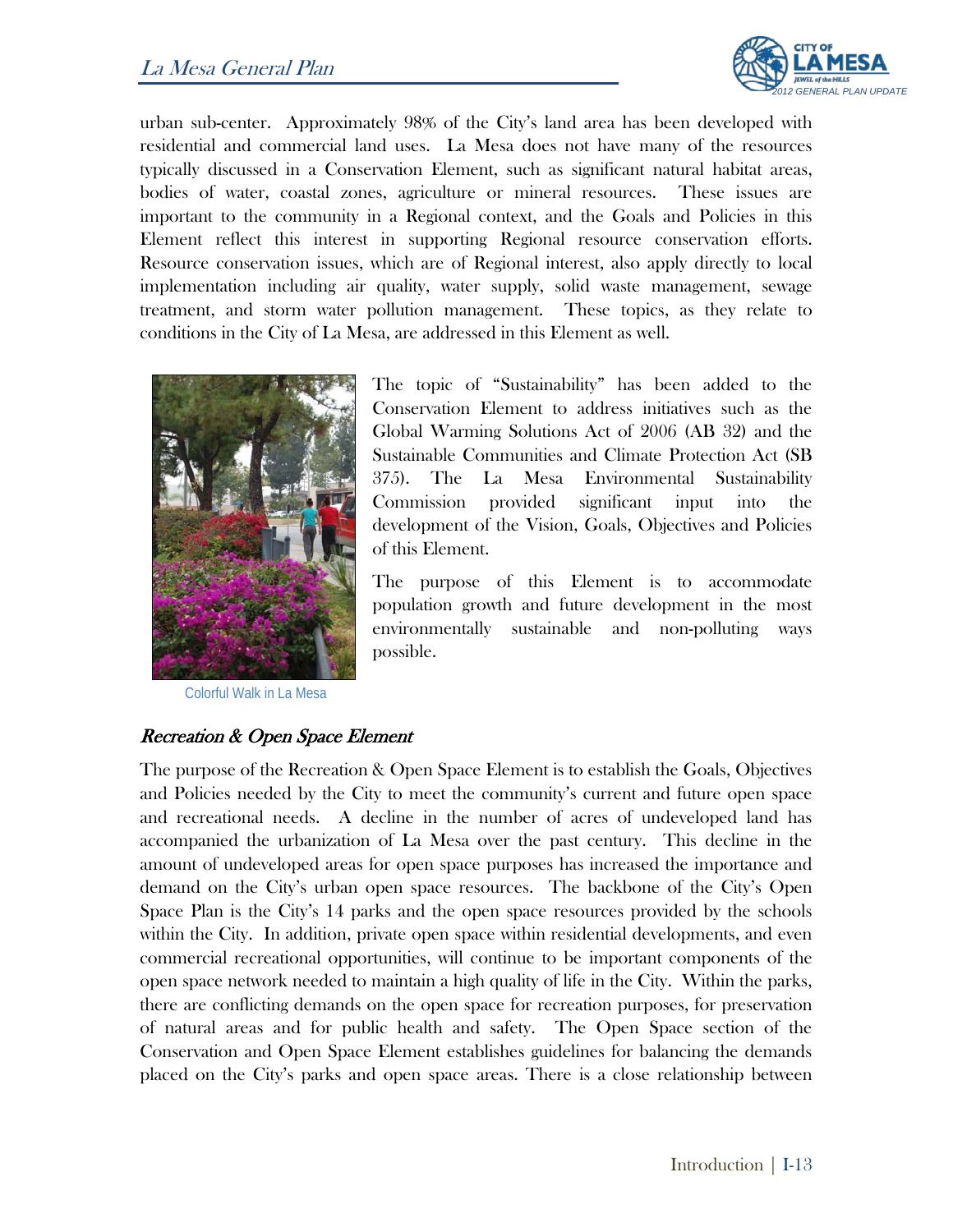urban sub-center. Approximately 98% of the City's land area has been developed with residential and commercial land uses. La Mesa does not have many of the resources typically discussed in a Conservation Element, such as significant natural habitat areas, bodies of water, coastal zones, agriculture or mineral resources. These issues are important to the community in a Regional context, and the Goals and Policies in this Element reflect this interest in supporting Regional resource conservation efforts. Resource conservation issues, which are of Regional interest, also apply directly to local implementation including air quality, water supply, solid waste management, sewage treatment, and storm water pollution management. These topics, as they relate to conditions in the City of La Mesa, are addressed in this Element as well.

The topic of "Sustainability" has been added to the Conservation Element to address initiatives such as the Global Warming Solutions Act of 2006 (AB 32) and the Sustainable Communities and Climate Protection Act (SB 375). The La Mesa Environmental Sustainability Commission provided significant input into the development of the Vision, Goals, Objectives and Policies of this Element.

The purpose of this Element is to accommodate population growth and future development in the most environmentally sustainable and non-polluting ways possible.

Colorful Walk in La Mesa

### *Recreation & Open Space Element*

The purpose of the Recreation & Open Space Element is to establish the Goals, Objectives and Policies needed by the City to meet the community's current and future open space and recreational needs. A decline in the number of acres of undeveloped land has accompanied the urbanization of La Mesa over the past century. This decline in the amount of undeveloped areas for open space purposes has increased the importance and demand on the City's urban open space resources. The backbone of the City's Open Space Plan is the City's 14 parks and the open space resources provided by the schools within the City. In addition, private open space within residential developments, and even commercial recreational opportunities, will continue to be important components of the open space network needed to maintain a high quality of life in the City. Within the parks, there are conflicting demands on the open space for recreation purposes, for preservation of natural areas and for public health and safety. The Open Space section of the Conservation and Open Space Element establishes guidelines for balancing the demands placed on the City's parks and open space areas. There is a close relationship between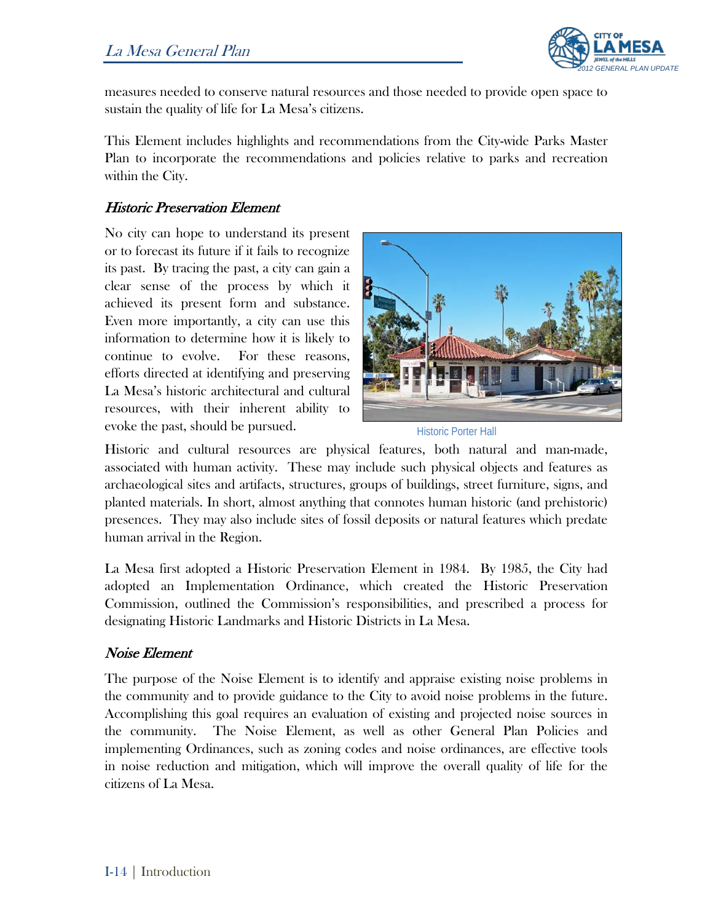measures needed to conserve natural resources and those needed to provide open space to sustain the quality of life for La Mesa's citizens.

This Element includes highlights and recommendations from the City-wide Parks Master Plan to incorporate the recommendations and policies relative to parks and recreation within the City.

### *Historic Preservation Element*

No city can hope to understand its present or to forecast its future if it fails to recognize its past. By tracing the past, a city can gain a clear sense of the process by which it achieved its present form and substance. Even more importantly, a city can use this information to determine how it is likely to continue to evolve. For these reasons, efforts directed at identifying and preserving La Mesa's historic architectural and cultural resources, with their inherent ability to evoke the past, should be pursued.

Historic Porter Hall

Historic and cultural resources are physical features, both natural and man-made, associated with human activity. These may include such physical objects and features as archaeological sites and artifacts, structures, groups of buildings, street furniture, signs, and planted materials. In short, almost anything that connotes human historic (and prehistoric) presences. They may also include sites of fossil deposits or natural features which predate human arrival in the Region.

La Mesa first adopted a Historic Preservation Element in 1984. By 1985, the City had adopted an Implementation Ordinance, which created the Historic Preservation Commission, outlined the Commission's responsibilities, and prescribed a process for designating Historic Landmarks and Historic Districts in La Mesa.

### *Noise Element*

The purpose of the Noise Element is to identify and appraise existing noise problems in the community and to provide guidance to the City to avoid noise problems in the future. Accomplishing this goal requires an evaluation of existing and projected noise sources in the community. The Noise Element, as well as other General Plan Policies and implementing Ordinances, such as zoning codes and noise ordinances, are effective tools in noise reduction and mitigation, which will improve the overall quality of life for the citizens of La Mesa.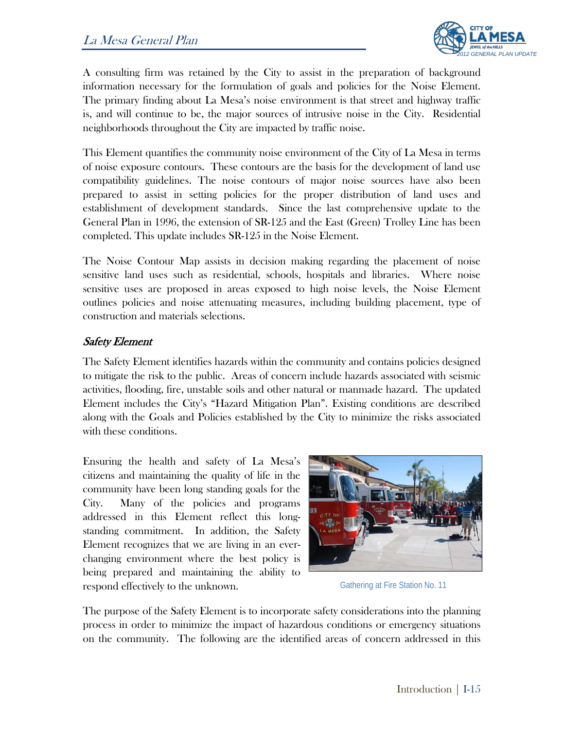A consulting firm was retained by the City to assist in the preparation of background information necessary for the formulation of goals and policies for the Noise Element. The primary finding about La Mesa's noise environment is that street and highway traffic is, and will continue to be, the major sources of intrusive noise in the City. Residential neighborhoods throughout the City are impacted by traffic noise.

This Element quantifies the community noise environment of the City of La Mesa in terms of noise exposure contours. These contours are the basis for the development of land use compatibility guidelines. The noise contours of major noise sources have also been prepared to assist in setting policies for the proper distribution of land uses and establishment of development standards. Since the last comprehensive update to the General Plan in 1996, the extension of SR-125 and the East (Green) Trolley Line has been completed. This update includes SR-125 in the Noise Element.

The Noise Contour Map assists in decision making regarding the placement of noise sensitive land uses such as residential, schools, hospitals and libraries. Where noise sensitive uses are proposed in areas exposed to high noise levels, the Noise Element outlines policies and noise attenuating measures, including building placement, type of construction and materials selections.

### *Safety Element*

The Safety Element identifies hazards within the community and contains policies designed to mitigate the risk to the public. Areas of concern include hazards associated with seismic activities, flooding, fire, unstable soils and other natural or manmade hazard. The updated Element includes the City's "Hazard Mitigation Plan". Existing conditions are described along with the Goals and Policies established by the City to minimize the risks associated with these conditions.

Ensuring the health and safety of La Mesa's citizens and maintaining the quality of life in the community have been long standing goals for the City. Many of the policies and programs addressed in this Element reflect this long-standing commitment. In addition, the Safety Element recognizes that we are living in an ever-changing environment where the best policy is being prepared and maintaining the ability to respond effectively to the unknown.

Gathering at Fire Station No. 11

The purpose of the Safety Element is to incorporate safety considerations into the planning process in order to minimize the impact of hazardous conditions or emergency situations on the community. The following are the identified areas of concern addressed in this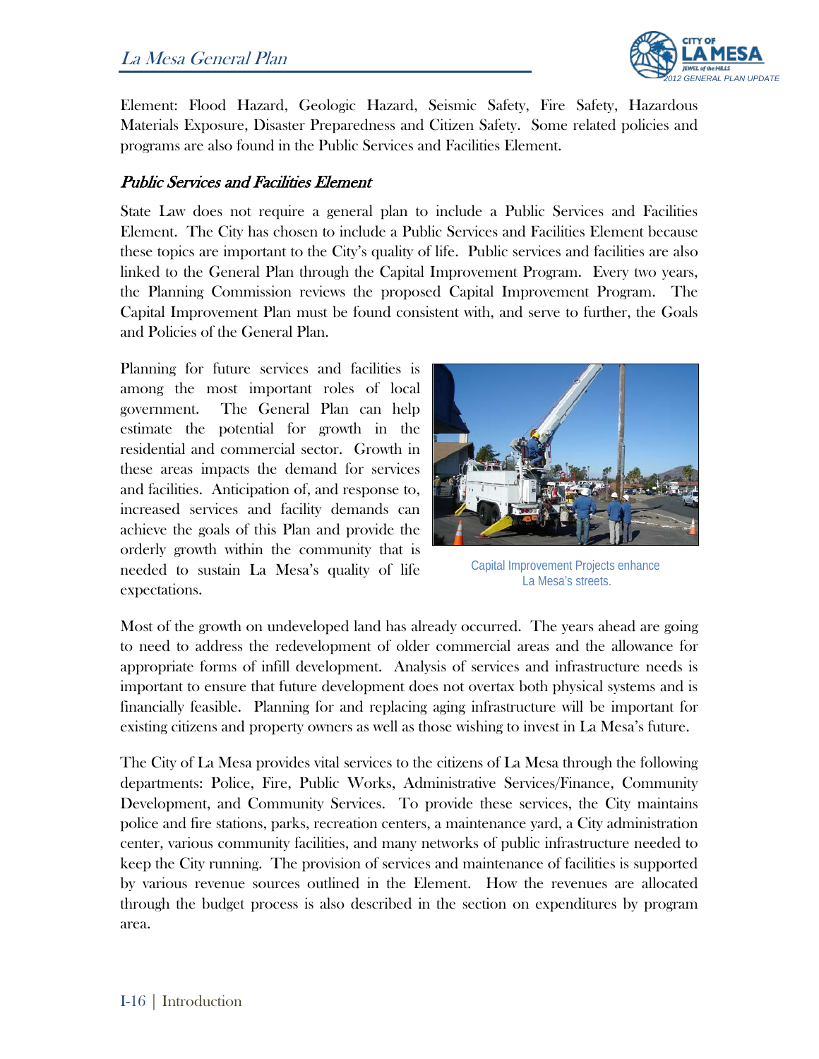Element: Flood Hazard, Geologic Hazard, Seismic Safety, Fire Safety, Hazardous Materials Exposure, Disaster Preparedness and Citizen Safety. Some related policies and programs are also found in the Public Services and Facilities Element.

### *Public Services and Facilities Element*

State Law does not require a general plan to include a Public Services and Facilities Element. The City has chosen to include a Public Services and Facilities Element because these topics are important to the City's quality of life. Public services and facilities are also linked to the General Plan through the Capital Improvement Program. Every two years, the Planning Commission reviews the proposed Capital Improvement Program. The Capital Improvement Plan must be found consistent with, and serve to further, the Goals and Policies of the General Plan.

Planning for future services and facilities is among the most important roles of local government. The General Plan can help estimate the potential for growth in the residential and commercial sector. Growth in these areas impacts the demand for services and facilities. Anticipation of, and response to, increased services and facility demands can achieve the goals of this Plan and provide the orderly growth within the community that is needed to sustain La Mesa's quality of life expectations.

Capital Improvement Projects enhance La Mesa's streets.

Most of the growth on undeveloped land has already occurred. The years ahead are going to need to address the redevelopment of older commercial areas and the allowance for appropriate forms of infill development. Analysis of services and infrastructure needs is important to ensure that future development does not overtax both physical systems and is financially feasible. Planning for and replacing aging infrastructure will be important for existing citizens and property owners as well as those wishing to invest in La Mesa's future.

The City of La Mesa provides vital services to the citizens of La Mesa through the following departments: Police, Fire, Public Works, Administrative Services/Finance, Community Development, and Community Services. To provide these services, the City maintains police and fire stations, parks, recreation centers, a maintenance yard, a City administration center, various community facilities, and many networks of public infrastructure needed to keep the City running. The provision of services and maintenance of facilities is supported by various revenue sources outlined in the Element. How the revenues are allocated through the budget process is also described in the section on expenditures by program area.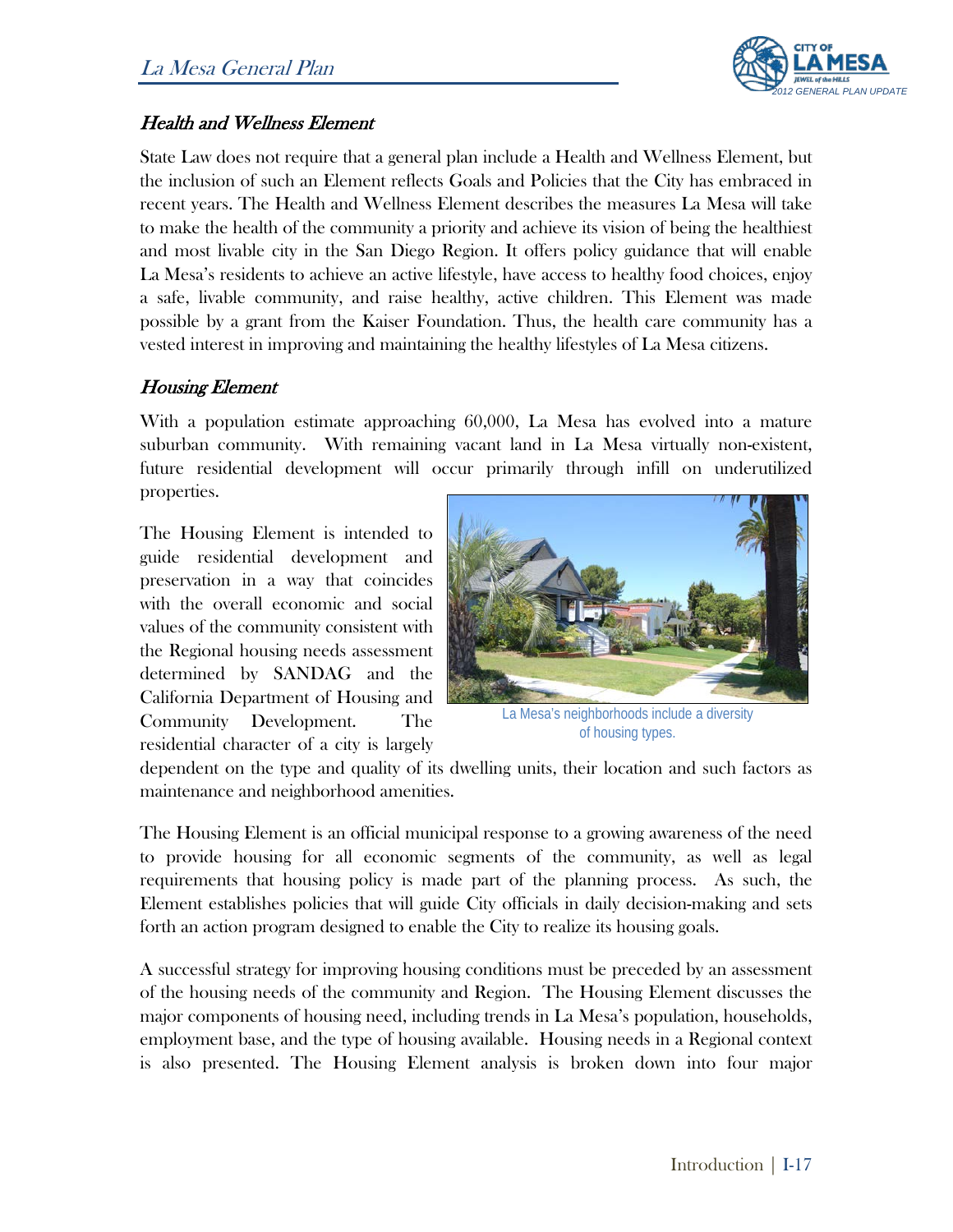## *Health and Wellness Element*

State Law does not require that a general plan include a Health and Wellness Element, but the inclusion of such an Element reflects Goals and Policies that the City has embraced in recent years. The Health and Wellness Element describes the measures La Mesa will take to make the health of the community a priority and achieve its vision of being the healthiest and most livable city in the San Diego Region. It offers policy guidance that will enable La Mesa's residents to achieve an active lifestyle, have access to healthy food choices, enjoy a safe, livable community, and raise healthy, active children. This Element was made possible by a grant from the Kaiser Foundation. Thus, the health care community has a vested interest in improving and maintaining the healthy lifestyles of La Mesa citizens.

## *Housing Element*

With a population estimate approaching 60,000, La Mesa has evolved into a mature suburban community. With remaining vacant land in La Mesa virtually non-existent, future residential development will occur primarily through infill on underutilized properties.

The Housing Element is intended to guide residential development and preservation in a way that coincides with the overall economic and social values of the community consistent with the Regional housing needs assessment determined by SANDAG and the California Department of Housing and Community Development. The residential character of a city is largely dependent on the type and quality of its dwelling units, their location and such factors as maintenance and neighborhood amenities.

La Mesa's neighborhoods include a diversity of housing types.

The Housing Element is an official municipal response to a growing awareness of the need to provide housing for all economic segments of the community, as well as legal requirements that housing policy is made part of the planning process. As such, the Element establishes policies that will guide City officials in daily decision-making and sets forth an action program designed to enable the City to realize its housing goals.

A successful strategy for improving housing conditions must be preceded by an assessment of the housing needs of the community and Region. The Housing Element discusses the major components of housing need, including trends in La Mesa's population, households, employment base, and the type of housing available. Housing needs in a Regional context is also presented. The Housing Element analysis is broken down into four major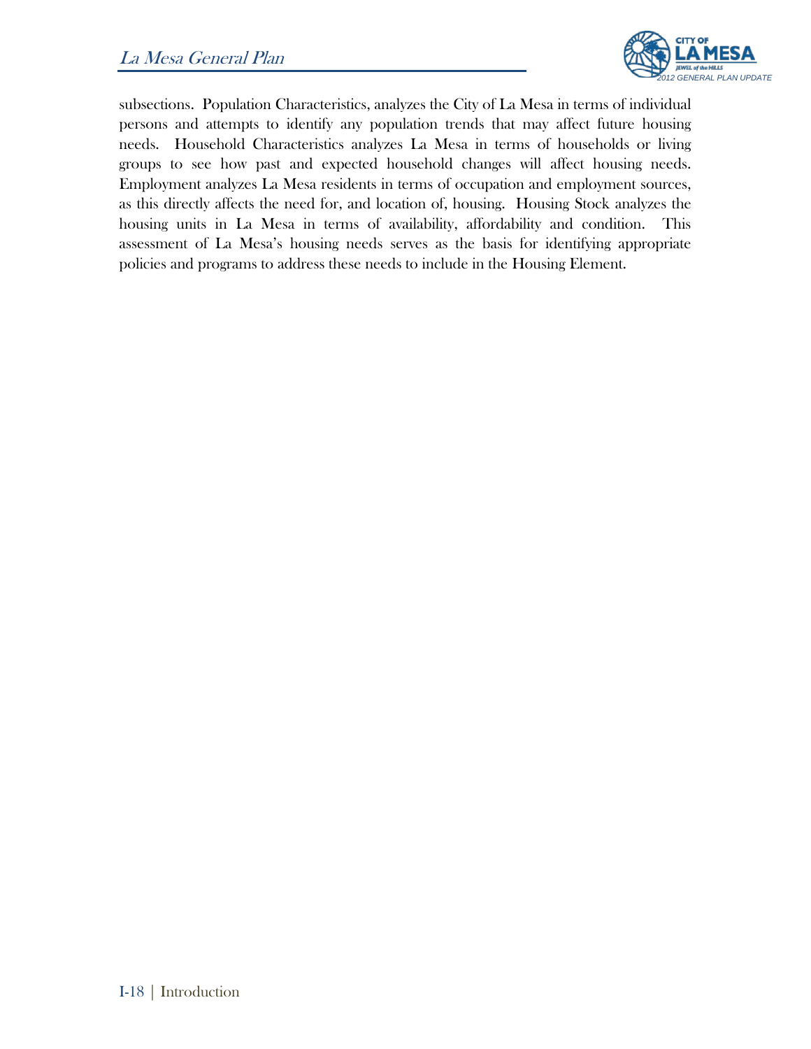subsections. Population Characteristics, analyzes the City of La Mesa in terms of individual persons and attempts to identify any population trends that may affect future housing needs. Household Characteristics analyzes La Mesa in terms of households or living groups to see how past and expected household changes will affect housing needs. Employment analyzes La Mesa residents in terms of occupation and employment sources, as this directly affects the need for, and location of, housing. Housing Stock analyzes the housing units in La Mesa in terms of availability, affordability and condition. This assessment of La Mesa's housing needs serves as the basis for identifying appropriate policies and programs to address these needs to include in the Housing Element.